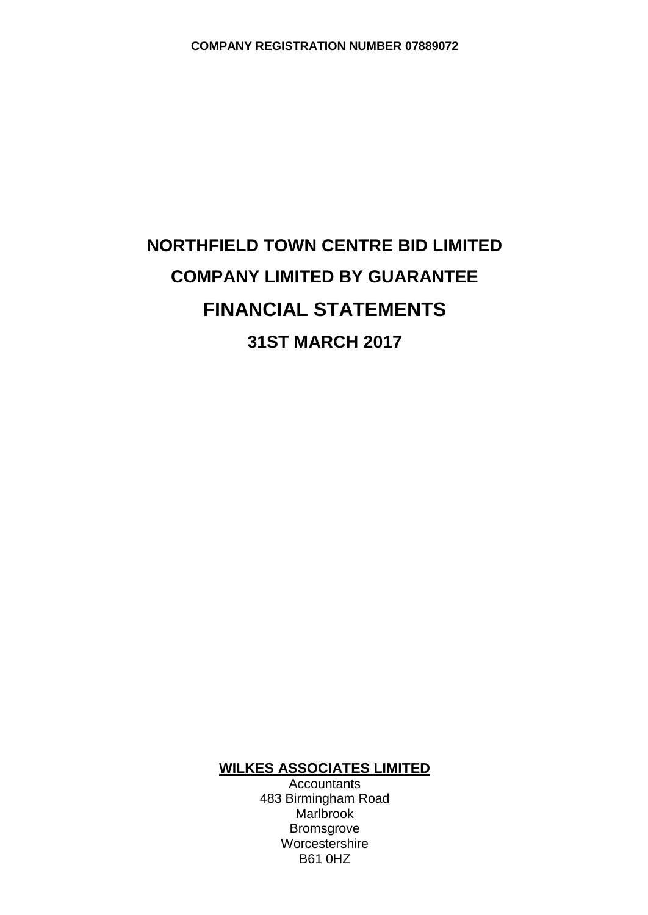**COMPANY REGISTRATION NUMBER 07889072**

# NORTHFIELD TOWN CENTRE BID LIMITED

## COMPANY LIMITED BY GUARANTEE

# FINANCIAL STATEMENTS

## 31ST MARCH 2017

**WILKES ASSOCIATES LIMITED**
Accountants
483 Birmingham Road
Marlbrook
Bromsgrove
Worcestershire
B61 0HZ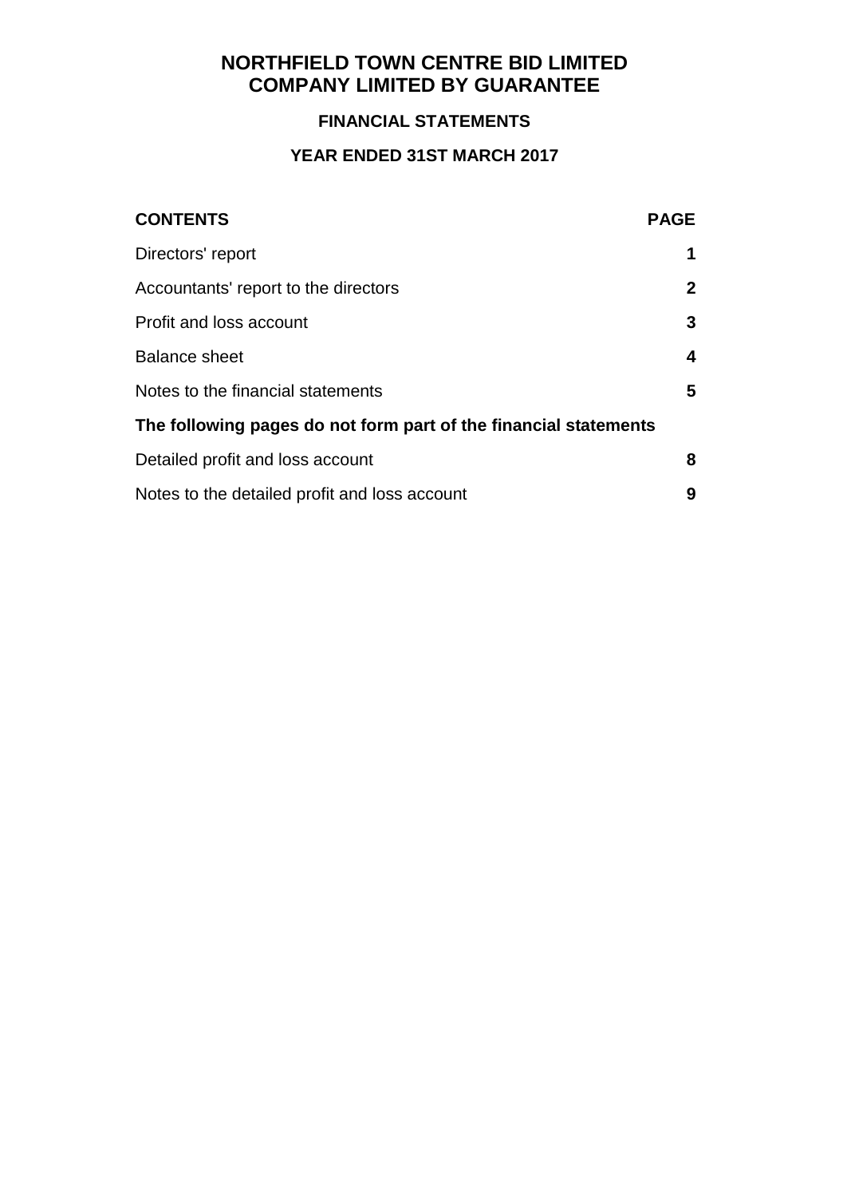# NORTHFIELD TOWN CENTRE BID LIMITED
# COMPANY LIMITED BY GUARANTEE

## FINANCIAL STATEMENTS

## YEAR ENDED 31ST MARCH 2017

| CONTENTS | PAGE |
| --- | --- |
| Directors' report | 1 |
| Accountants' report to the directors | 2 |
| Profit and loss account | 3 |
| Balance sheet | 4 |
| Notes to the financial statements | 5 |
| **The following pages do not form part of the financial statements** | |
| Detailed profit and loss account | 8 |
| Notes to the detailed profit and loss account | 9 |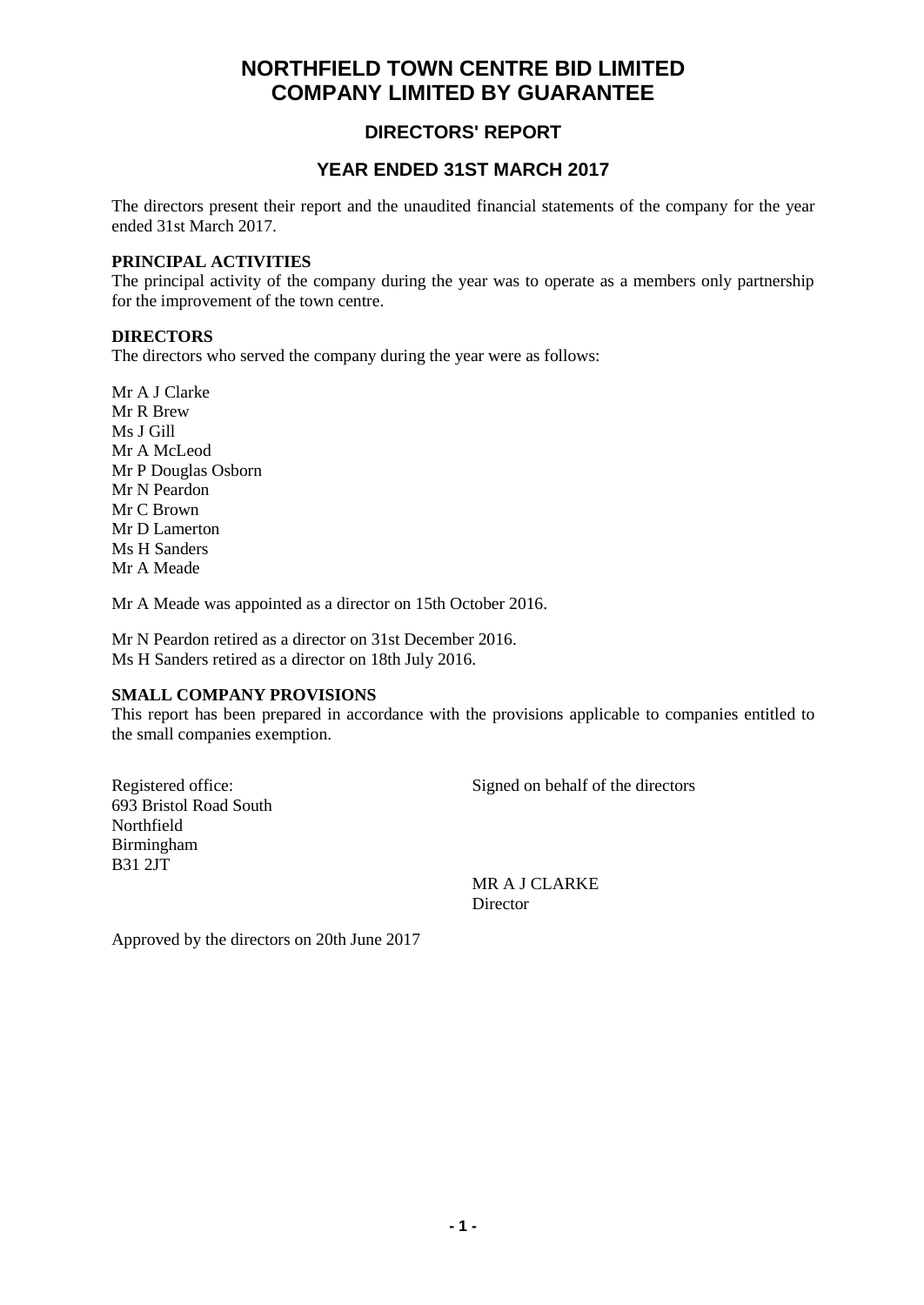# NORTHFIELD TOWN CENTRE BID LIMITED
# COMPANY LIMITED BY GUARANTEE

## DIRECTORS' REPORT

## YEAR ENDED 31ST MARCH 2017

The directors present their report and the unaudited financial statements of the company for the year ended 31st March 2017.

**PRINCIPAL ACTIVITIES**

The principal activity of the company during the year was to operate as a members only partnership for the improvement of the town centre.

**DIRECTORS**

The directors who served the company during the year were as follows:

Mr A J Clarke
Mr R Brew
Ms J Gill
Mr A McLeod
Mr P Douglas Osborn
Mr N Peardon
Mr C Brown
Mr D Lamerton
Ms H Sanders
Mr A Meade

Mr A Meade was appointed as a director on 15th October 2016.

Mr N Peardon retired as a director on 31st December 2016.
Ms H Sanders retired as a director on 18th July 2016.

**SMALL COMPANY PROVISIONS**

This report has been prepared in accordance with the provisions applicable to companies entitled to the small companies exemption.

Registered office:
693 Bristol Road South
Northfield
Birmingham
B31 2JT

Signed on behalf of the directors

MR A J CLARKE
Director

Approved by the directors on 20th June 2017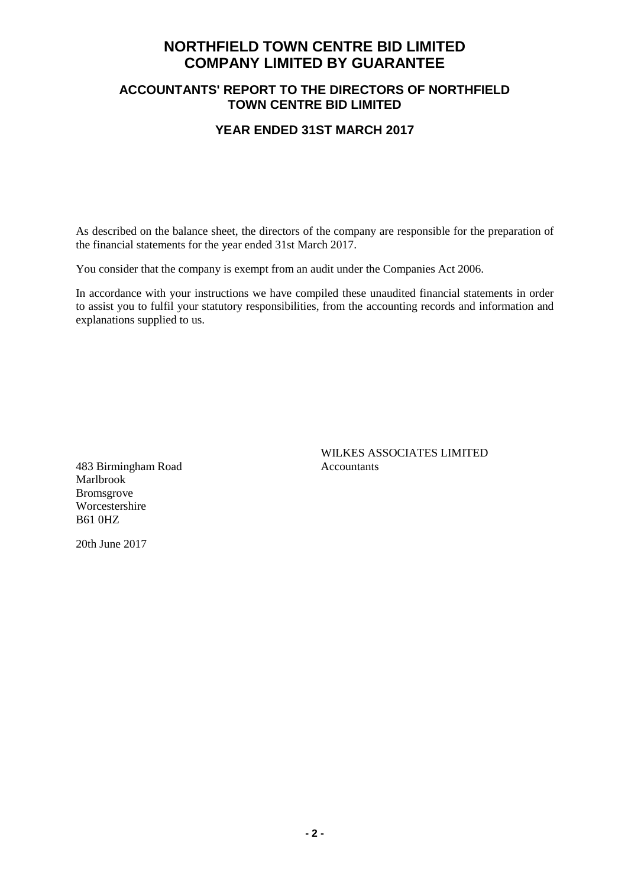# NORTHFIELD TOWN CENTRE BID LIMITED
# COMPANY LIMITED BY GUARANTEE

## ACCOUNTANTS' REPORT TO THE DIRECTORS OF NORTHFIELD TOWN CENTRE BID LIMITED

### YEAR ENDED 31ST MARCH 2017

As described on the balance sheet, the directors of the company are responsible for the preparation of the financial statements for the year ended 31st March 2017.

You consider that the company is exempt from an audit under the Companies Act 2006.

In accordance with your instructions we have compiled these unaudited financial statements in order to assist you to fulfil your statutory responsibilities, from the accounting records and information and explanations supplied to us.

WILKES ASSOCIATES LIMITED
Accountants

483 Birmingham Road
Marlbrook
Bromsgrove
Worcestershire
B61 0HZ

20th June 2017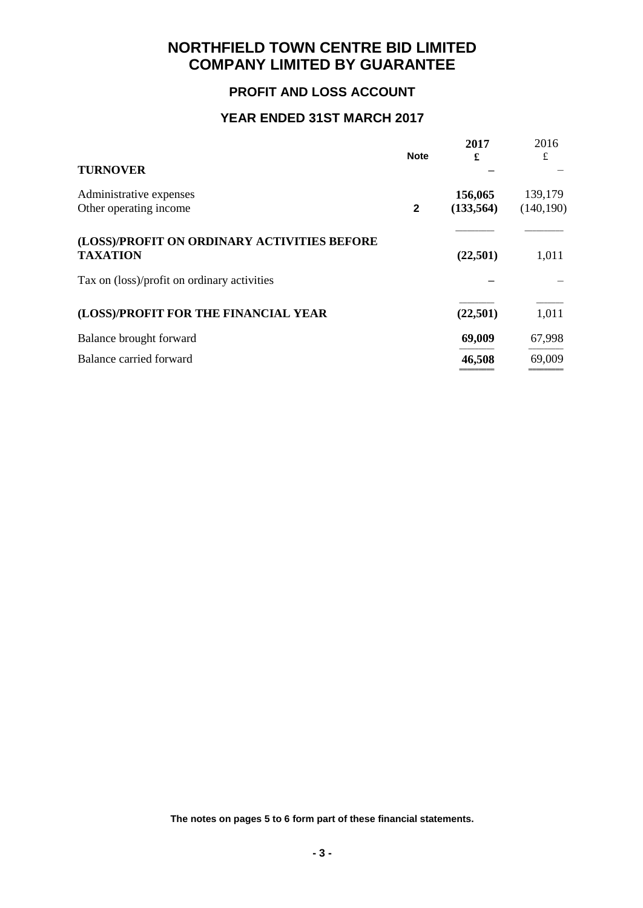# NORTHFIELD TOWN CENTRE BID LIMITED
# COMPANY LIMITED BY GUARANTEE

## PROFIT AND LOSS ACCOUNT

## YEAR ENDED 31ST MARCH 2017

| | Note | 2017 £ | 2016 £ |
|---|---|---|---|
| **TURNOVER** | | – | – |
| Administrative expenses | | 156,065 | 139,179 |
| Other operating income | 2 | (133,564) | (140,190) |
| **(LOSS)/PROFIT ON ORDINARY ACTIVITIES BEFORE TAXATION** | | (22,501) | 1,011 |
| Tax on (loss)/profit on ordinary activities | | – | – |
| **(LOSS)/PROFIT FOR THE FINANCIAL YEAR** | | (22,501) | 1,011 |
| Balance brought forward | | 69,009 | 67,998 |
| Balance carried forward | | 46,508 | 69,009 |

**The notes on pages 5 to 6 form part of these financial statements.**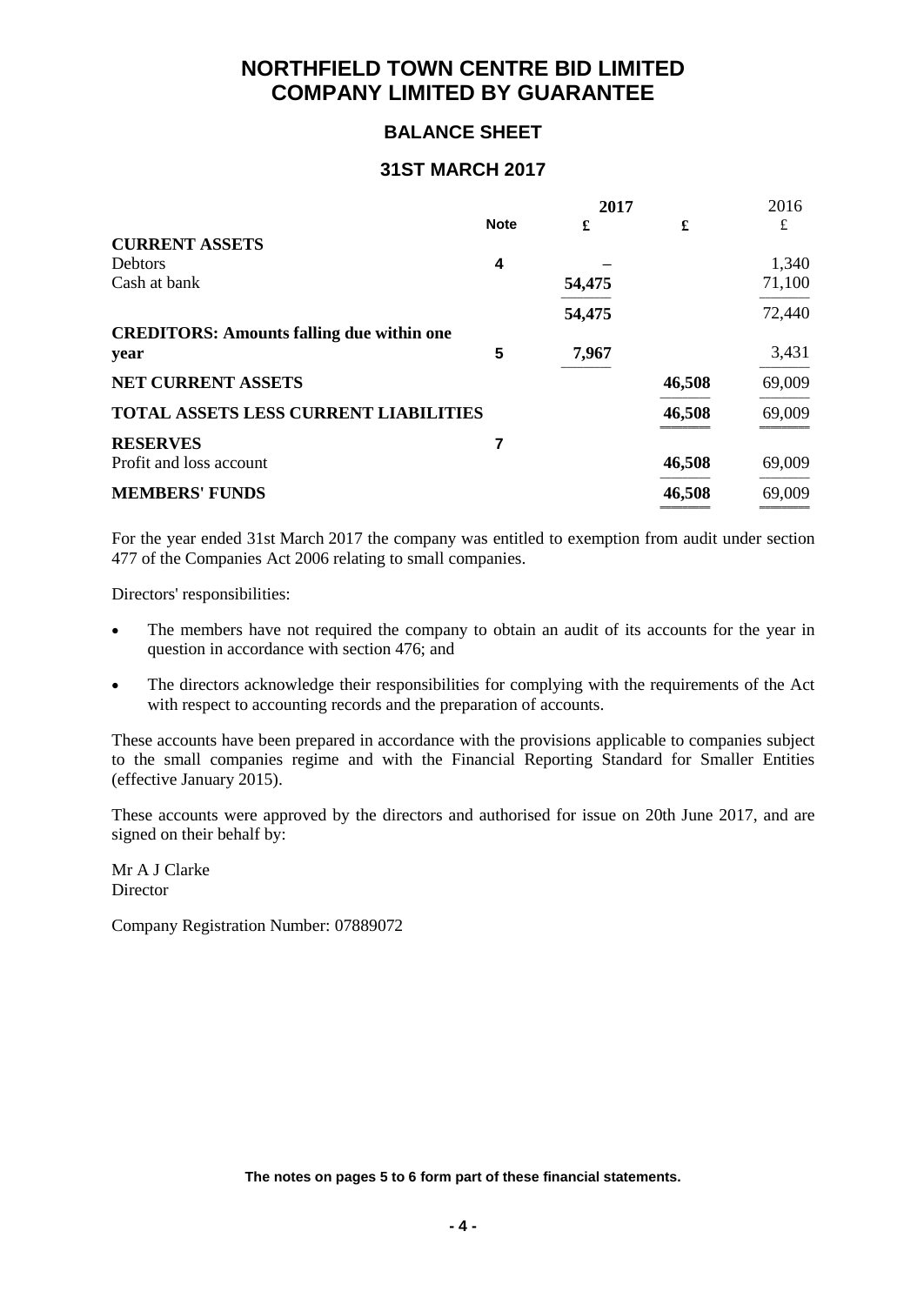# NORTHFIELD TOWN CENTRE BID LIMITED
# COMPANY LIMITED BY GUARANTEE

## BALANCE SHEET

## 31ST MARCH 2017

| | Note | 2017 £ | 2017 £ | 2016 £ |
|---|---|---|---|---|
| **CURRENT ASSETS** | | | | |
| Debtors | 4 | – | | 1,340 |
| Cash at bank | | 54,475 | | 71,100 |
| | | 54,475 | | 72,440 |
| **CREDITORS: Amounts falling due within one year** | 5 | 7,967 | | 3,431 |
| **NET CURRENT ASSETS** | | | 46,508 | 69,009 |
| **TOTAL ASSETS LESS CURRENT LIABILITIES** | | | 46,508 | 69,009 |
| **RESERVES** | 7 | | | |
| Profit and loss account | | | 46,508 | 69,009 |
| **MEMBERS' FUNDS** | | | 46,508 | 69,009 |

For the year ended 31st March 2017 the company was entitled to exemption from audit under section 477 of the Companies Act 2006 relating to small companies.

Directors' responsibilities:

- The members have not required the company to obtain an audit of its accounts for the year in question in accordance with section 476; and
- The directors acknowledge their responsibilities for complying with the requirements of the Act with respect to accounting records and the preparation of accounts.

These accounts have been prepared in accordance with the provisions applicable to companies subject to the small companies regime and with the Financial Reporting Standard for Smaller Entities (effective January 2015).

These accounts were approved by the directors and authorised for issue on 20th June 2017, and are signed on their behalf by:

Mr A J Clarke
Director

Company Registration Number: 07889072

**The notes on pages 5 to 6 form part of these financial statements.**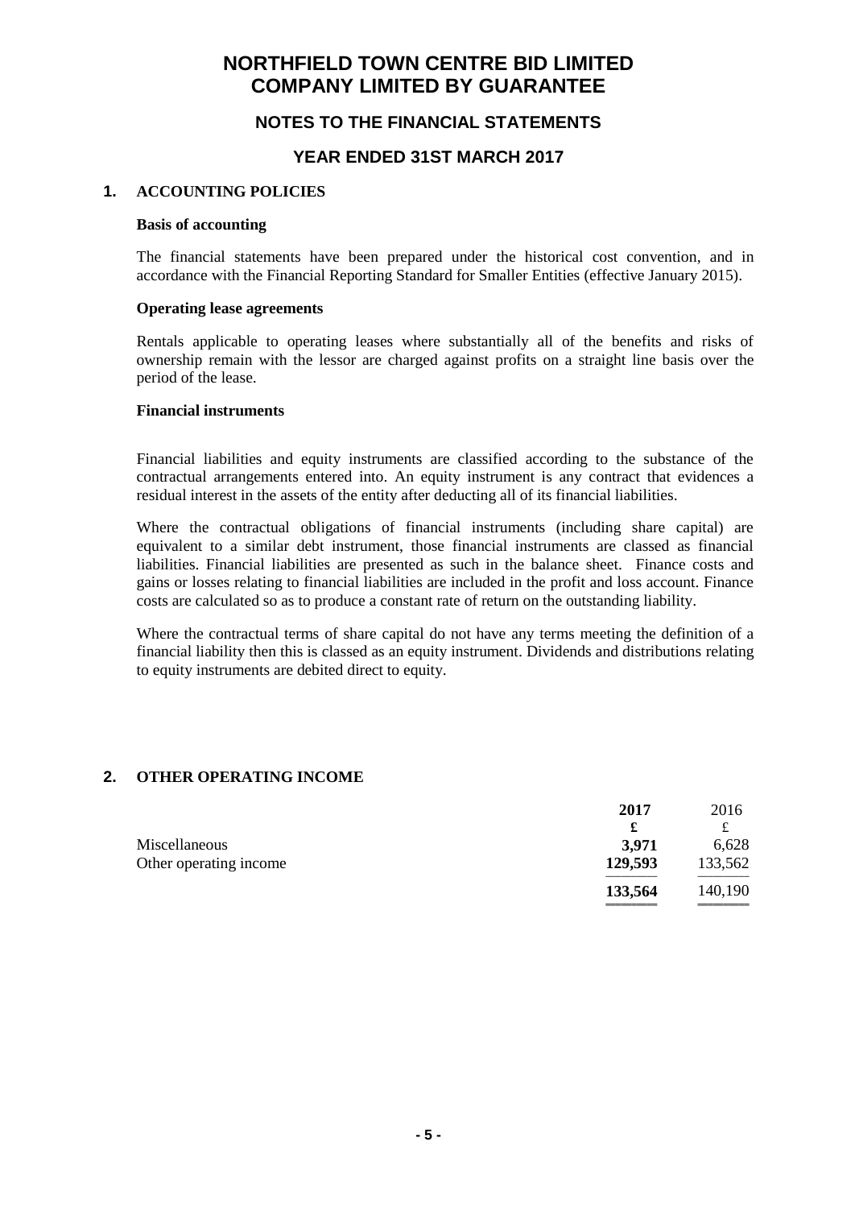# NORTHFIELD TOWN CENTRE BID LIMITED
# COMPANY LIMITED BY GUARANTEE

## NOTES TO THE FINANCIAL STATEMENTS

## YEAR ENDED 31ST MARCH 2017

### 1. ACCOUNTING POLICIES

**Basis of accounting**

The financial statements have been prepared under the historical cost convention, and in accordance with the Financial Reporting Standard for Smaller Entities (effective January 2015).

**Operating lease agreements**

Rentals applicable to operating leases where substantially all of the benefits and risks of ownership remain with the lessor are charged against profits on a straight line basis over the period of the lease.

**Financial instruments**

Financial liabilities and equity instruments are classified according to the substance of the contractual arrangements entered into. An equity instrument is any contract that evidences a residual interest in the assets of the entity after deducting all of its financial liabilities.

Where the contractual obligations of financial instruments (including share capital) are equivalent to a similar debt instrument, those financial instruments are classed as financial liabilities. Financial liabilities are presented as such in the balance sheet. Finance costs and gains or losses relating to financial liabilities are included in the profit and loss account. Finance costs are calculated so as to produce a constant rate of return on the outstanding liability.

Where the contractual terms of share capital do not have any terms meeting the definition of a financial liability then this is classed as an equity instrument. Dividends and distributions relating to equity instruments are debited direct to equity.

### 2. OTHER OPERATING INCOME

| | **2017** | 2016 |
|---|---|---|
| | **£** | £ |
| Miscellaneous | **3,971** | 6,628 |
| Other operating income | **129,593** | 133,562 |
| | **133,564** | 140,190 |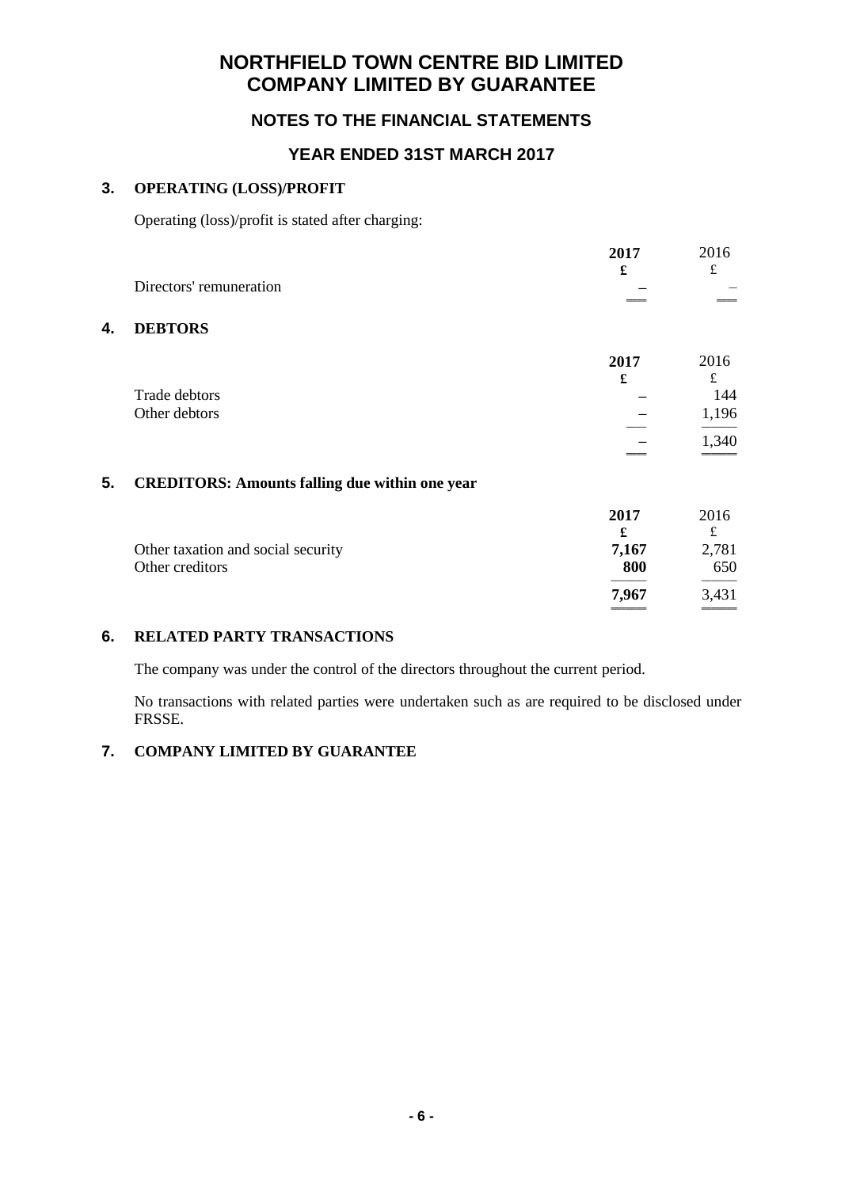# NORTHFIELD TOWN CENTRE BID LIMITED
# COMPANY LIMITED BY GUARANTEE

## NOTES TO THE FINANCIAL STATEMENTS

## YEAR ENDED 31ST MARCH 2017

### 3. OPERATING (LOSS)/PROFIT

Operating (loss)/profit is stated after charging:

| | **2017** | 2016 |
|---|---|---|
| | **£** | £ |
| Directors' remuneration | **–** | – |

### 4. DEBTORS

| | **2017** | 2016 |
|---|---|---|
| | **£** | £ |
| Trade debtors | – | 144 |
| Other debtors | – | 1,196 |
| | – | 1,340 |

### 5. CREDITORS: Amounts falling due within one year

| | **2017** | 2016 |
|---|---|---|
| | **£** | £ |
| Other taxation and social security | **7,167** | 2,781 |
| Other creditors | **800** | 650 |
| | **7,967** | 3,431 |

### 6. RELATED PARTY TRANSACTIONS

The company was under the control of the directors throughout the current period.

No transactions with related parties were undertaken such as are required to be disclosed under FRSSE.

### 7. COMPANY LIMITED BY GUARANTEE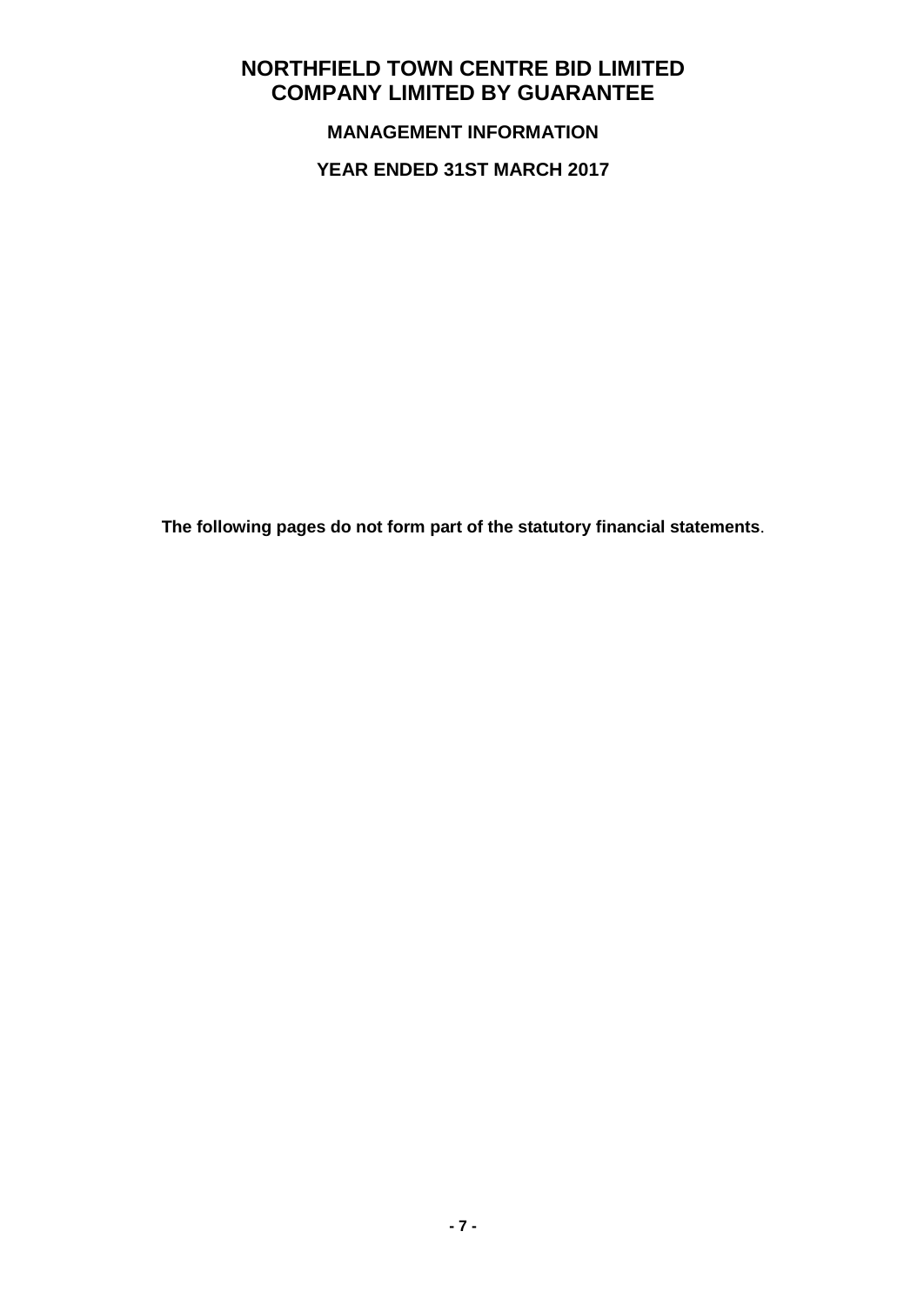# NORTHFIELD TOWN CENTRE BID LIMITED
# COMPANY LIMITED BY GUARANTEE

## MANAGEMENT INFORMATION

## YEAR ENDED 31ST MARCH 2017

**The following pages do not form part of the statutory financial statements**.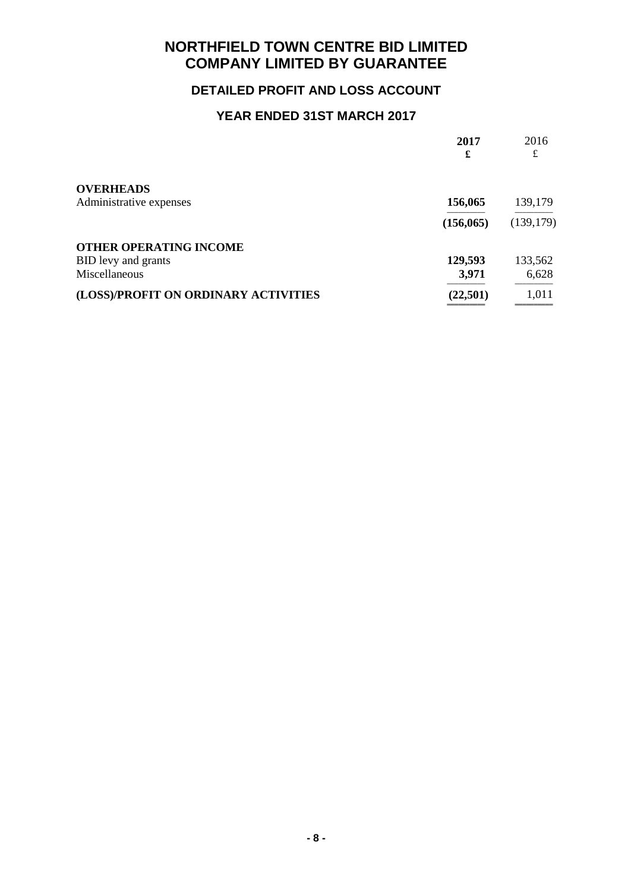# NORTHFIELD TOWN CENTRE BID LIMITED
# COMPANY LIMITED BY GUARANTEE

## DETAILED PROFIT AND LOSS ACCOUNT

## YEAR ENDED 31ST MARCH 2017

| | 2017 £ | 2016 £ |
|---|---|---|
| **OVERHEADS** | | |
| Administrative expenses | **156,065** | 139,179 |
| | **(156,065)** | (139,179) |
| **OTHER OPERATING INCOME** | | |
| BID levy and grants | **129,593** | 133,562 |
| Miscellaneous | **3,971** | 6,628 |
| **(LOSS)/PROFIT ON ORDINARY ACTIVITIES** | **(22,501)** | 1,011 |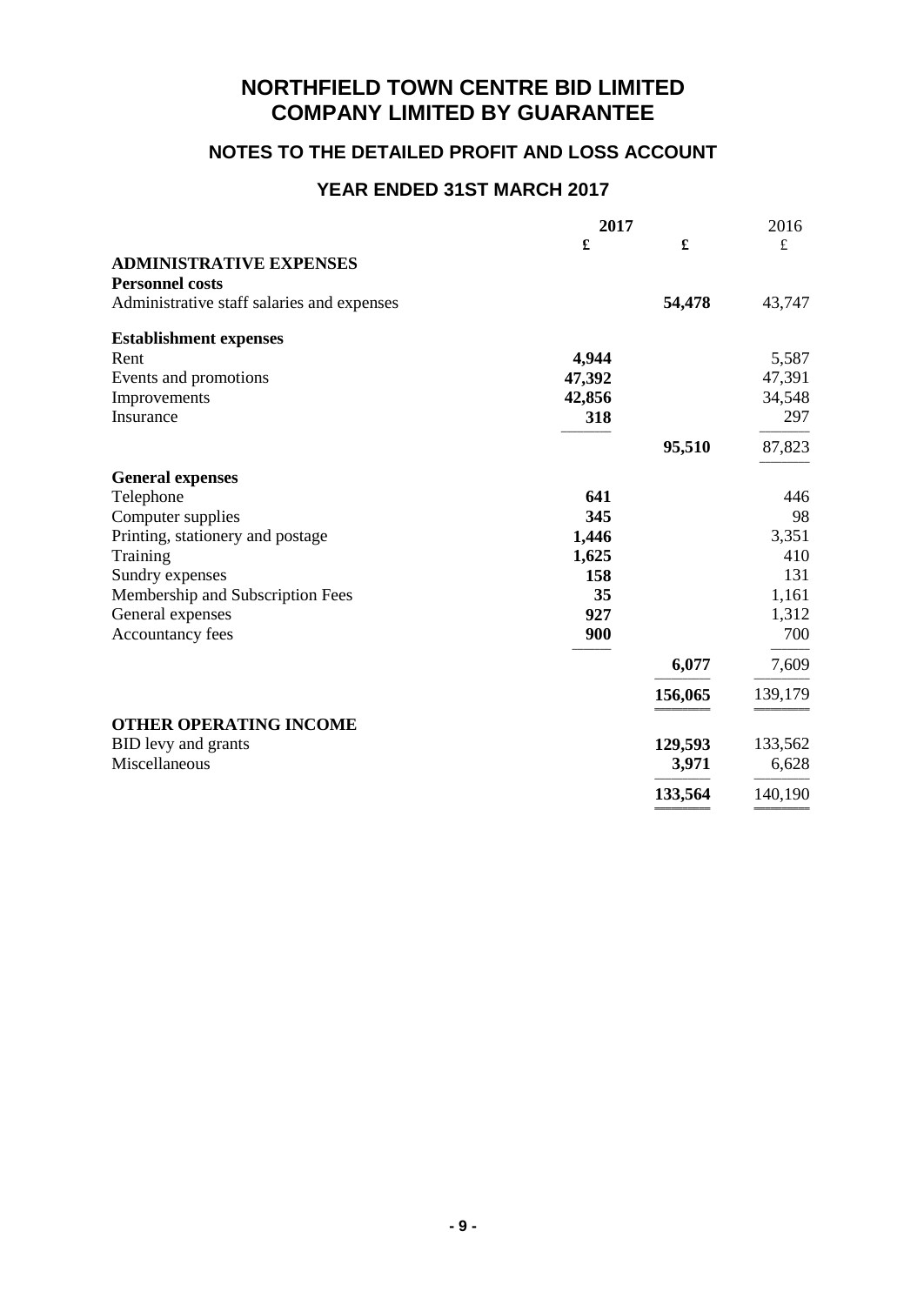# NORTHFIELD TOWN CENTRE BID LIMITED
# COMPANY LIMITED BY GUARANTEE

## NOTES TO THE DETAILED PROFIT AND LOSS ACCOUNT

### YEAR ENDED 31ST MARCH 2017

| | 2017 | | 2016 |
|---|---|---|---|
| | £ | £ | £ |
| **ADMINISTRATIVE EXPENSES** | | | |
| **Personnel costs** | | | |
| Administrative staff salaries and expenses | | **54,478** | 43,747 |
| **Establishment expenses** | | | |
| Rent | **4,944** | | 5,587 |
| Events and promotions | **47,392** | | 47,391 |
| Improvements | **42,856** | | 34,548 |
| Insurance | **318** | | 297 |
| | | **95,510** | 87,823 |
| **General expenses** | | | |
| Telephone | **641** | | 446 |
| Computer supplies | **345** | | 98 |
| Printing, stationery and postage | **1,446** | | 3,351 |
| Training | **1,625** | | 410 |
| Sundry expenses | **158** | | 131 |
| Membership and Subscription Fees | **35** | | 1,161 |
| General expenses | **927** | | 1,312 |
| Accountancy fees | **900** | | 700 |
| | | **6,077** | 7,609 |
| | | **156,065** | 139,179 |
| **OTHER OPERATING INCOME** | | | |
| BID levy and grants | | **129,593** | 133,562 |
| Miscellaneous | | **3,971** | 6,628 |
| | | **133,564** | 140,190 |